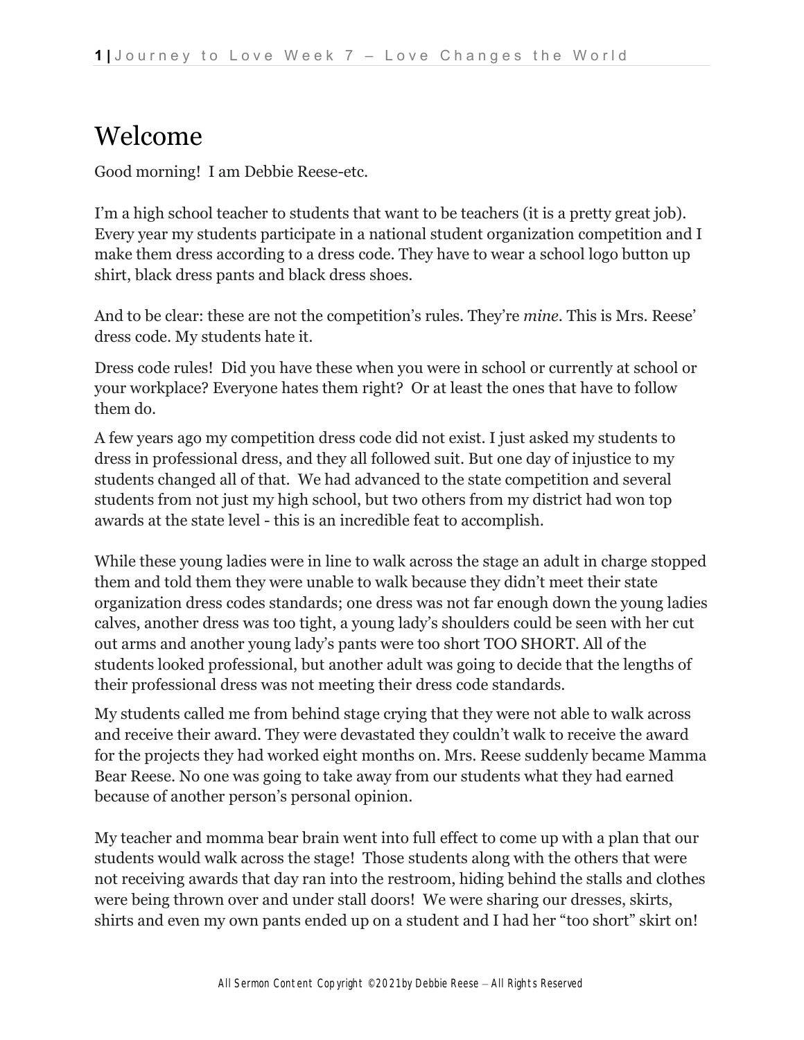# Welcome

Good morning! I am Debbie Reese-etc.

I'm a high school teacher to students that want to be teachers (it is a pretty great job). Every year my students participate in a national student organization competition and I make them dress according to a dress code. They have to wear a school logo button up shirt, black dress pants and black dress shoes.

And to be clear: these are not the competition's rules. They're *mine*. This is Mrs. Reese' dress code. My students hate it.

Dress code rules! Did you have these when you were in school or currently at school or your workplace? Everyone hates them right? Or at least the ones that have to follow them do.

A few years ago my competition dress code did not exist. I just asked my students to dress in professional dress, and they all followed suit. But one day of injustice to my students changed all of that. We had advanced to the state competition and several students from not just my high school, but two others from my district had won top awards at the state level - this is an incredible feat to accomplish.

While these young ladies were in line to walk across the stage an adult in charge stopped them and told them they were unable to walk because they didn't meet their state organization dress codes standards; one dress was not far enough down the young ladies calves, another dress was too tight, a young lady's shoulders could be seen with her cut out arms and another young lady's pants were too short TOO SHORT. All of the students looked professional, but another adult was going to decide that the lengths of their professional dress was not meeting their dress code standards.

My students called me from behind stage crying that they were not able to walk across and receive their award. They were devastated they couldn't walk to receive the award for the projects they had worked eight months on. Mrs. Reese suddenly became Mamma Bear Reese. No one was going to take away from our students what they had earned because of another person's personal opinion.

My teacher and momma bear brain went into full effect to come up with a plan that our students would walk across the stage! Those students along with the others that were not receiving awards that day ran into the restroom, hiding behind the stalls and clothes were being thrown over and under stall doors! We were sharing our dresses, skirts, shirts and even my own pants ended up on a student and I had her "too short" skirt on!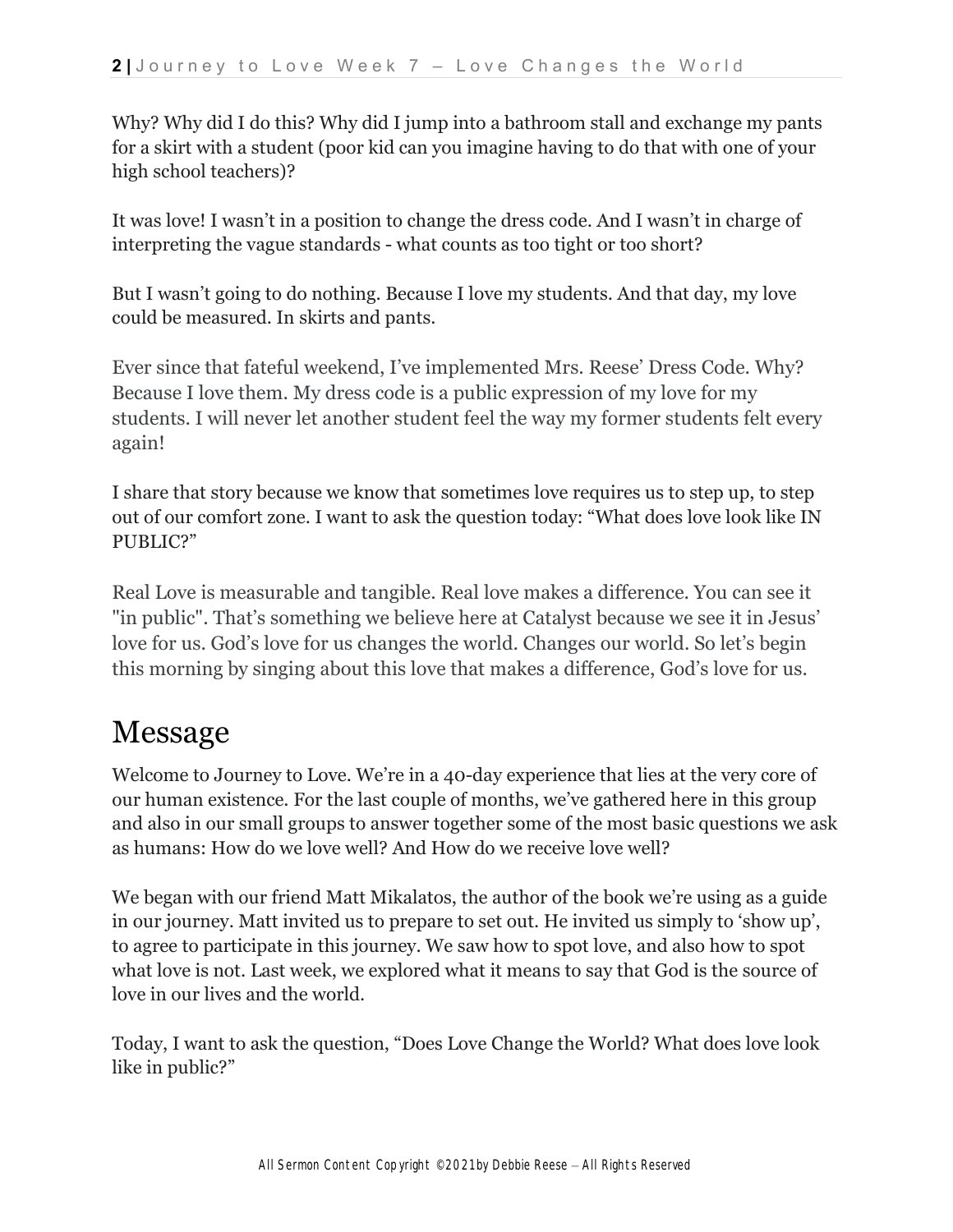Why? Why did I do this? Why did I jump into a bathroom stall and exchange my pants for a skirt with a student (poor kid can you imagine having to do that with one of your high school teachers)?

It was love! I wasn't in a position to change the dress code. And I wasn't in charge of interpreting the vague standards - what counts as too tight or too short?

But I wasn't going to do nothing. Because I love my students. And that day, my love could be measured. In skirts and pants.

Ever since that fateful weekend, I've implemented Mrs. Reese' Dress Code. Why? Because I love them. My dress code is a public expression of my love for my students. I will never let another student feel the way my former students felt every again!

I share that story because we know that sometimes love requires us to step up, to step out of our comfort zone. I want to ask the question today: "What does love look like IN PUBLIC?"

Real Love is measurable and tangible. Real love makes a difference. You can see it "in public". That's something we believe here at Catalyst because we see it in Jesus' love for us. God's love for us changes the world. Changes our world. So let's begin this morning by singing about this love that makes a difference, God's love for us.

# Message

Welcome to Journey to Love. We're in a 40-day experience that lies at the very core of our human existence. For the last couple of months, we've gathered here in this group and also in our small groups to answer together some of the most basic questions we ask as humans: How do we love well? And How do we receive love well?

We began with our friend Matt Mikalatos, the author of the book we're using as a guide in our journey. Matt invited us to prepare to set out. He invited us simply to 'show up', to agree to participate in this journey. We saw how to spot love, and also how to spot what love is not. Last week, we explored what it means to say that God is the source of love in our lives and the world.

Today, I want to ask the question, "Does Love Change the World? What does love look like in public?"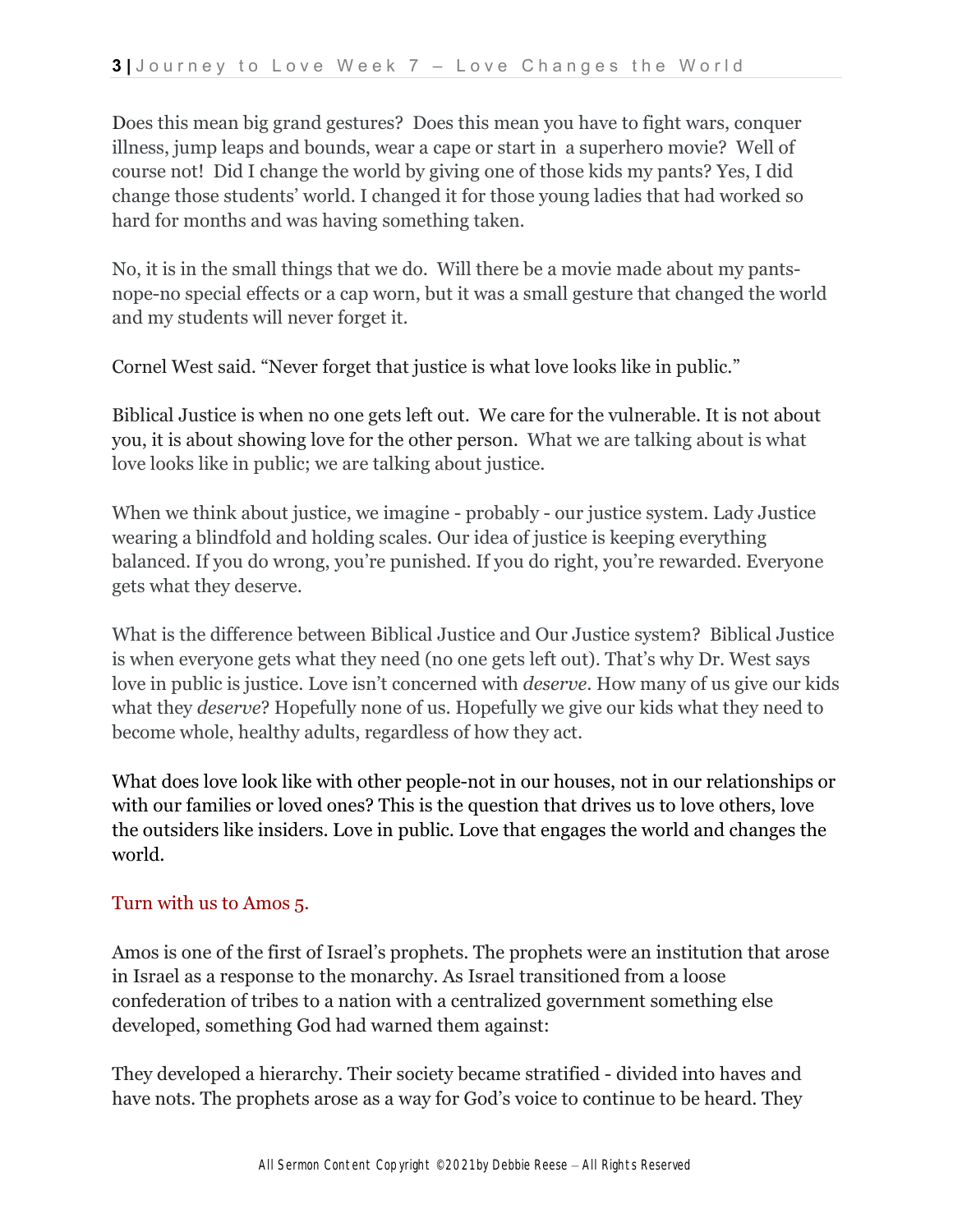Does this mean big grand gestures? Does this mean you have to fight wars, conquer illness, jump leaps and bounds, wear a cape or start in a superhero movie? Well of course not! Did I change the world by giving one of those kids my pants? Yes, I did change those students' world. I changed it for those young ladies that had worked so hard for months and was having something taken.

No, it is in the small things that we do. Will there be a movie made about my pants-nope-no special effects or a cap worn, but it was a small gesture that changed the world and my students will never forget it.

Cornel West said. "Never forget that justice is what love looks like in public."

Biblical Justice is when no one gets left out. We care for the vulnerable. It is not about you, it is about showing love for the other person. What we are talking about is what love looks like in public; we are talking about justice.

When we think about justice, we imagine - probably - our justice system. Lady Justice wearing a blindfold and holding scales. Our idea of justice is keeping everything balanced. If you do wrong, you're punished. If you do right, you're rewarded. Everyone gets what they deserve.

What is the difference between Biblical Justice and Our Justice system? Biblical Justice is when everyone gets what they need (no one gets left out). That's why Dr. West says love in public is justice. Love isn't concerned with *deserve*. How many of us give our kids what they *deserve*? Hopefully none of us. Hopefully we give our kids what they need to become whole, healthy adults, regardless of how they act.

What does love look like with other people-not in our houses, not in our relationships or with our families or loved ones? This is the question that drives us to love others, love the outsiders like insiders. Love in public. Love that engages the world and changes the world.

Turn with us to Amos 5.

Amos is one of the first of Israel's prophets. The prophets were an institution that arose in Israel as a response to the monarchy. As Israel transitioned from a loose confederation of tribes to a nation with a centralized government something else developed, something God had warned them against:

They developed a hierarchy. Their society became stratified - divided into haves and have nots. The prophets arose as a way for God's voice to continue to be heard. They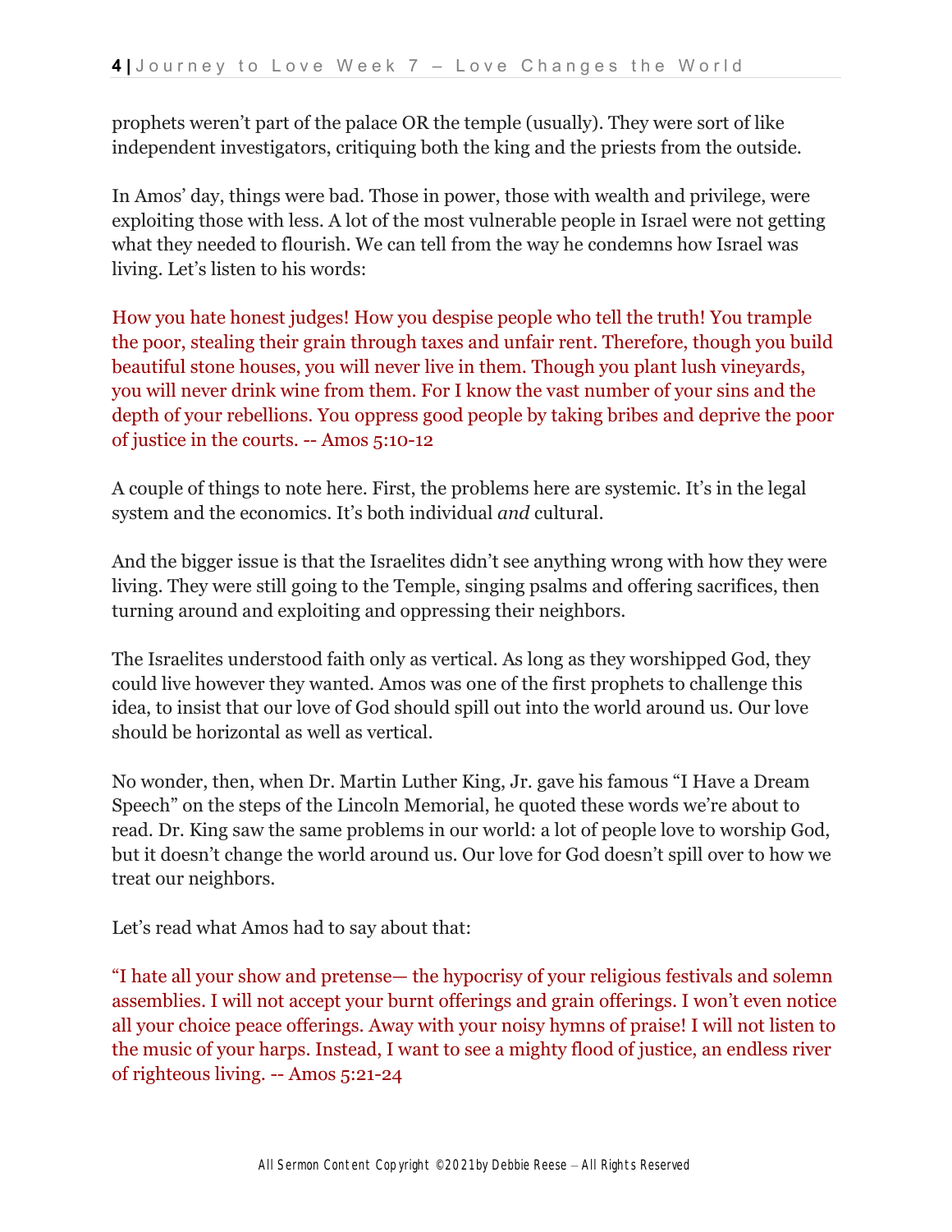prophets weren't part of the palace OR the temple (usually). They were sort of like independent investigators, critiquing both the king and the priests from the outside.

In Amos' day, things were bad. Those in power, those with wealth and privilege, were exploiting those with less. A lot of the most vulnerable people in Israel were not getting what they needed to flourish. We can tell from the way he condemns how Israel was living. Let's listen to his words:

How you hate honest judges! How you despise people who tell the truth! You trample the poor, stealing their grain through taxes and unfair rent. Therefore, though you build beautiful stone houses, you will never live in them. Though you plant lush vineyards, you will never drink wine from them. For I know the vast number of your sins and the depth of your rebellions. You oppress good people by taking bribes and deprive the poor of justice in the courts. -- Amos 5:10-12

A couple of things to note here. First, the problems here are systemic. It's in the legal system and the economics. It's both individual *and* cultural.

And the bigger issue is that the Israelites didn't see anything wrong with how they were living. They were still going to the Temple, singing psalms and offering sacrifices, then turning around and exploiting and oppressing their neighbors.

The Israelites understood faith only as vertical. As long as they worshipped God, they could live however they wanted. Amos was one of the first prophets to challenge this idea, to insist that our love of God should spill out into the world around us. Our love should be horizontal as well as vertical.

No wonder, then, when Dr. Martin Luther King, Jr. gave his famous "I Have a Dream Speech" on the steps of the Lincoln Memorial, he quoted these words we're about to read. Dr. King saw the same problems in our world: a lot of people love to worship God, but it doesn't change the world around us. Our love for God doesn't spill over to how we treat our neighbors.

Let's read what Amos had to say about that:

"I hate all your show and pretense— the hypocrisy of your religious festivals and solemn assemblies. I will not accept your burnt offerings and grain offerings. I won't even notice all your choice peace offerings. Away with your noisy hymns of praise! I will not listen to the music of your harps. Instead, I want to see a mighty flood of justice, an endless river of righteous living. -- Amos 5:21-24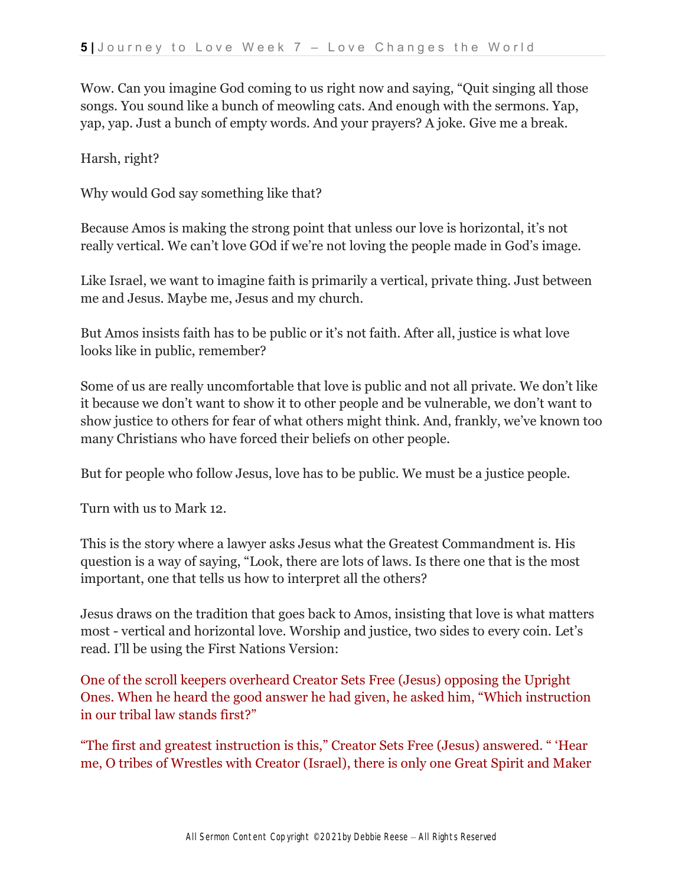Wow. Can you imagine God coming to us right now and saying, “Quit singing all those songs. You sound like a bunch of meowling cats. And enough with the sermons. Yap, yap, yap. Just a bunch of empty words. And your prayers? A joke. Give me a break.

Harsh, right?

Why would God say something like that?

Because Amos is making the strong point that unless our love is horizontal, it’s not really vertical. We can’t love GOd if we’re not loving the people made in God’s image.

Like Israel, we want to imagine faith is primarily a vertical, private thing. Just between me and Jesus. Maybe me, Jesus and my church.

But Amos insists faith has to be public or it’s not faith. After all, justice is what love looks like in public, remember?

Some of us are really uncomfortable that love is public and not all private. We don’t like it because we don’t want to show it to other people and be vulnerable, we don’t want to show justice to others for fear of what others might think. And, frankly, we’ve known too many Christians who have forced their beliefs on other people.

But for people who follow Jesus, love has to be public. We must be a justice people.

Turn with us to Mark 12.

This is the story where a lawyer asks Jesus what the Greatest Commandment is. His question is a way of saying, “Look, there are lots of laws. Is there one that is the most important, one that tells us how to interpret all the others?

Jesus draws on the tradition that goes back to Amos, insisting that love is what matters most - vertical and horizontal love. Worship and justice, two sides to every coin. Let’s read. I’ll be using the First Nations Version:

One of the scroll keepers overheard Creator Sets Free (Jesus) opposing the Upright Ones. When he heard the good answer he had given, he asked him, “Which instruction in our tribal law stands first?”

“The first and greatest instruction is this,” Creator Sets Free (Jesus) answered. “ ‘Hear me, O tribes of Wrestles with Creator (Israel), there is only one Great Spirit and Maker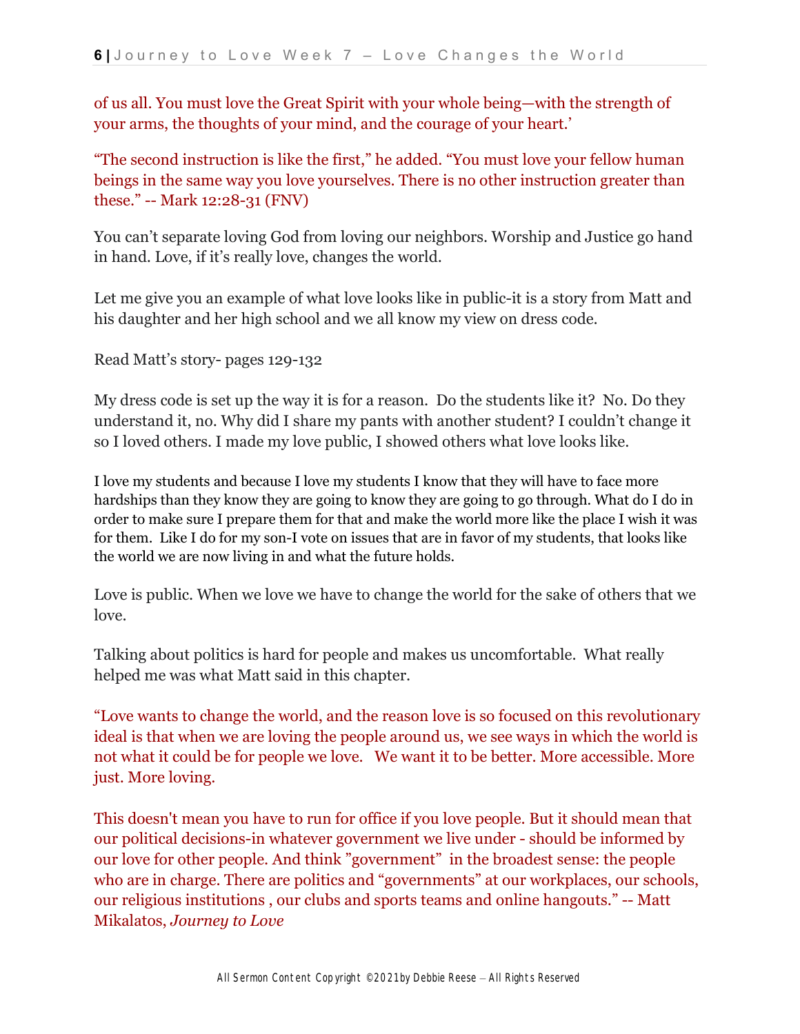of us all. You must love the Great Spirit with your whole being—with the strength of your arms, the thoughts of your mind, and the courage of your heart.'

"The second instruction is like the first," he added. "You must love your fellow human beings in the same way you love yourselves. There is no other instruction greater than these." -- Mark 12:28-31 (FNV)

You can't separate loving God from loving our neighbors. Worship and Justice go hand in hand. Love, if it's really love, changes the world.

Let me give you an example of what love looks like in public-it is a story from Matt and his daughter and her high school and we all know my view on dress code.

Read Matt's story- pages 129-132

My dress code is set up the way it is for a reason. Do the students like it? No. Do they understand it, no. Why did I share my pants with another student? I couldn't change it so I loved others. I made my love public, I showed others what love looks like.

I love my students and because I love my students I know that they will have to face more hardships than they know they are going to know they are going to go through. What do I do in order to make sure I prepare them for that and make the world more like the place I wish it was for them. Like I do for my son-I vote on issues that are in favor of my students, that looks like the world we are now living in and what the future holds.

Love is public. When we love we have to change the world for the sake of others that we love.

Talking about politics is hard for people and makes us uncomfortable. What really helped me was what Matt said in this chapter.

"Love wants to change the world, and the reason love is so focused on this revolutionary ideal is that when we are loving the people around us, we see ways in which the world is not what it could be for people we love. We want it to be better. More accessible. More just. More loving.

This doesn't mean you have to run for office if you love people. But it should mean that our political decisions-in whatever government we live under - should be informed by our love for other people. And think "government" in the broadest sense: the people who are in charge. There are politics and "governments" at our workplaces, our schools, our religious institutions , our clubs and sports teams and online hangouts." -- Matt Mikalatos, *Journey to Love*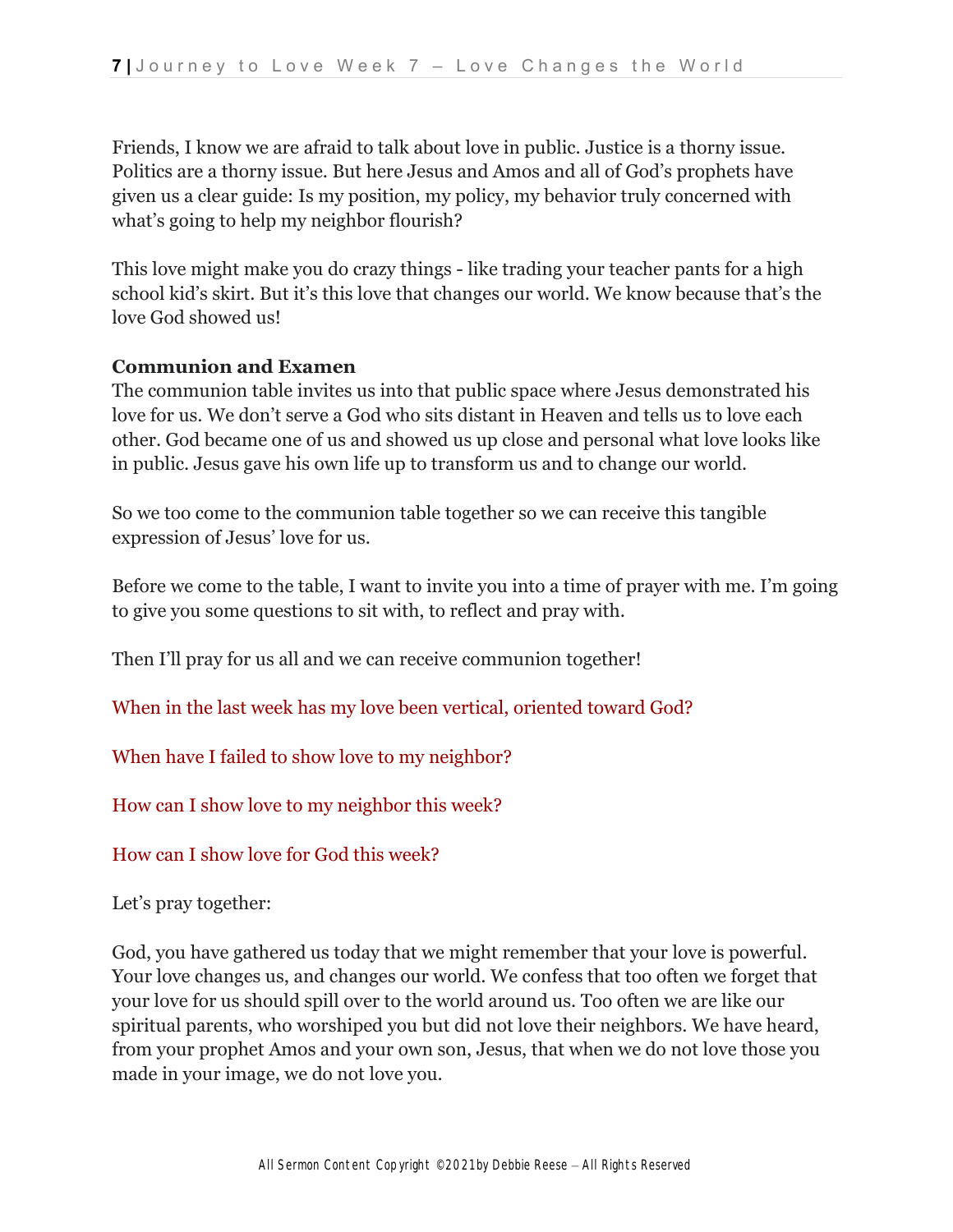Friends, I know we are afraid to talk about love in public. Justice is a thorny issue. Politics are a thorny issue. But here Jesus and Amos and all of God's prophets have given us a clear guide: Is my position, my policy, my behavior truly concerned with what's going to help my neighbor flourish?

This love might make you do crazy things - like trading your teacher pants for a high school kid's skirt. But it's this love that changes our world. We know because that's the love God showed us!

**Communion and Examen**

The communion table invites us into that public space where Jesus demonstrated his love for us. We don't serve a God who sits distant in Heaven and tells us to love each other. God became one of us and showed us up close and personal what love looks like in public. Jesus gave his own life up to transform us and to change our world.

So we too come to the communion table together so we can receive this tangible expression of Jesus' love for us.

Before we come to the table, I want to invite you into a time of prayer with me. I'm going to give you some questions to sit with, to reflect and pray with.

Then I'll pray for us all and we can receive communion together!

When in the last week has my love been vertical, oriented toward God?

When have I failed to show love to my neighbor?

How can I show love to my neighbor this week?

How can I show love for God this week?

Let's pray together:

God, you have gathered us today that we might remember that your love is powerful. Your love changes us, and changes our world. We confess that too often we forget that your love for us should spill over to the world around us. Too often we are like our spiritual parents, who worshiped you but did not love their neighbors. We have heard, from your prophet Amos and your own son, Jesus, that when we do not love those you made in your image, we do not love you.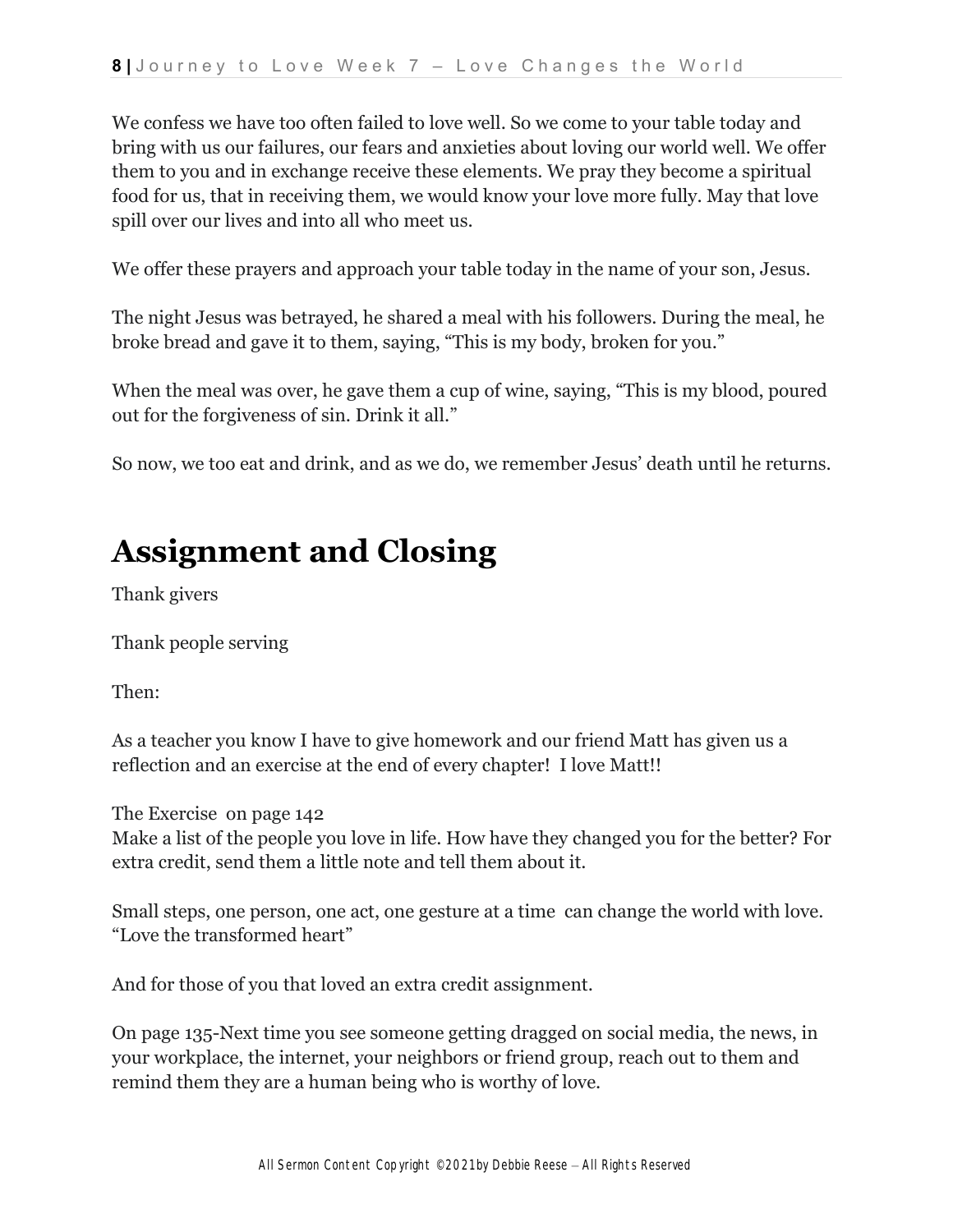We confess we have too often failed to love well. So we come to your table today and bring with us our failures, our fears and anxieties about loving our world well. We offer them to you and in exchange receive these elements. We pray they become a spiritual food for us, that in receiving them, we would know your love more fully. May that love spill over our lives and into all who meet us.

We offer these prayers and approach your table today in the name of your son, Jesus.

The night Jesus was betrayed, he shared a meal with his followers. During the meal, he broke bread and gave it to them, saying, "This is my body, broken for you."

When the meal was over, he gave them a cup of wine, saying, "This is my blood, poured out for the forgiveness of sin. Drink it all."

So now, we too eat and drink, and as we do, we remember Jesus' death until he returns.

# Assignment and Closing

Thank givers

Thank people serving

Then:

As a teacher you know I have to give homework and our friend Matt has given us a reflection and an exercise at the end of every chapter! I love Matt!!

The Exercise on page 142
Make a list of the people you love in life. How have they changed you for the better? For extra credit, send them a little note and tell them about it.

Small steps, one person, one act, one gesture at a time can change the world with love. "Love the transformed heart"

And for those of you that loved an extra credit assignment.

On page 135-Next time you see someone getting dragged on social media, the news, in your workplace, the internet, your neighbors or friend group, reach out to them and remind them they are a human being who is worthy of love.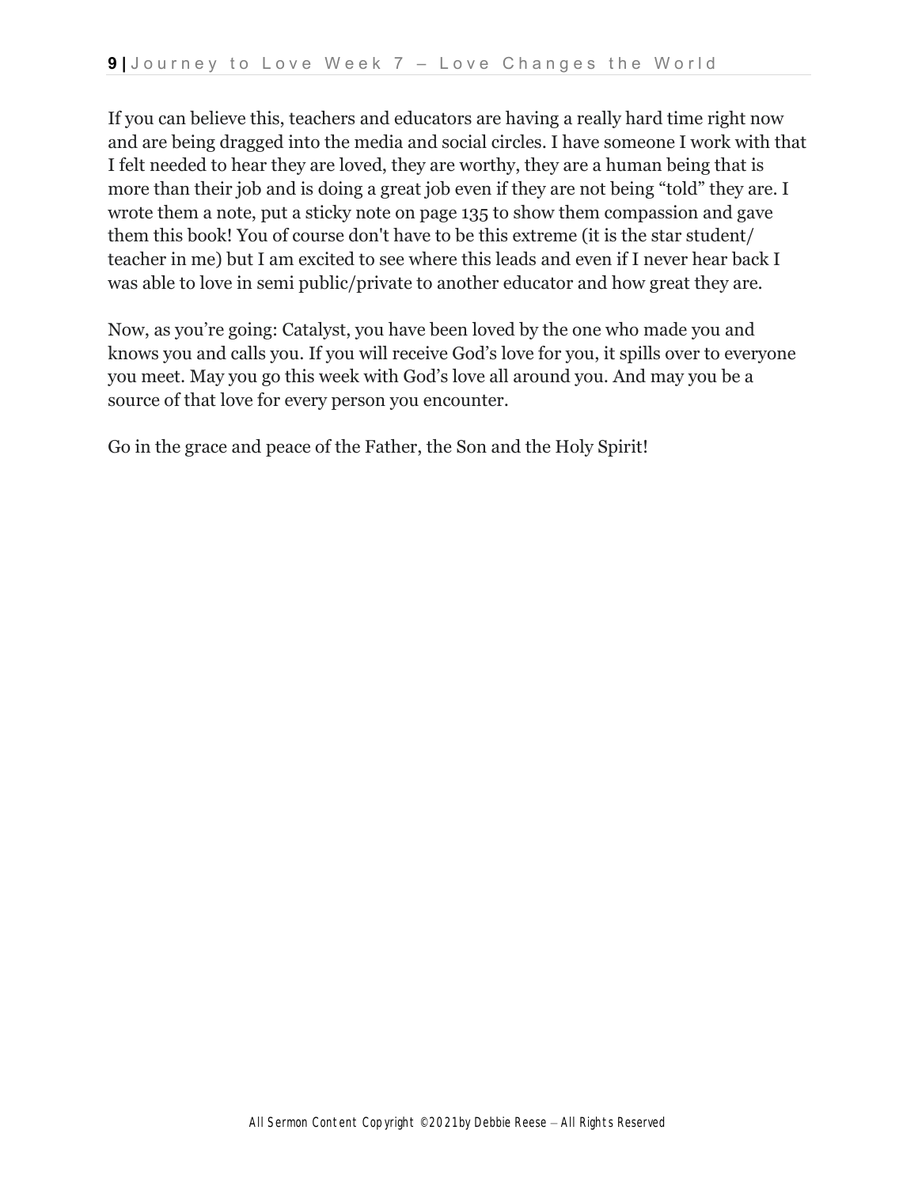If you can believe this, teachers and educators are having a really hard time right now and are being dragged into the media and social circles. I have someone I work with that I felt needed to hear they are loved, they are worthy, they are a human being that is more than their job and is doing a great job even if they are not being "told" they are. I wrote them a note, put a sticky note on page 135 to show them compassion and gave them this book! You of course don't have to be this extreme (it is the star student/teacher in me) but I am excited to see where this leads and even if I never hear back I was able to love in semi public/private to another educator and how great they are.

Now, as you're going: Catalyst, you have been loved by the one who made you and knows you and calls you. If you will receive God's love for you, it spills over to everyone you meet. May you go this week with God's love all around you. And may you be a source of that love for every person you encounter.

Go in the grace and peace of the Father, the Son and the Holy Spirit!